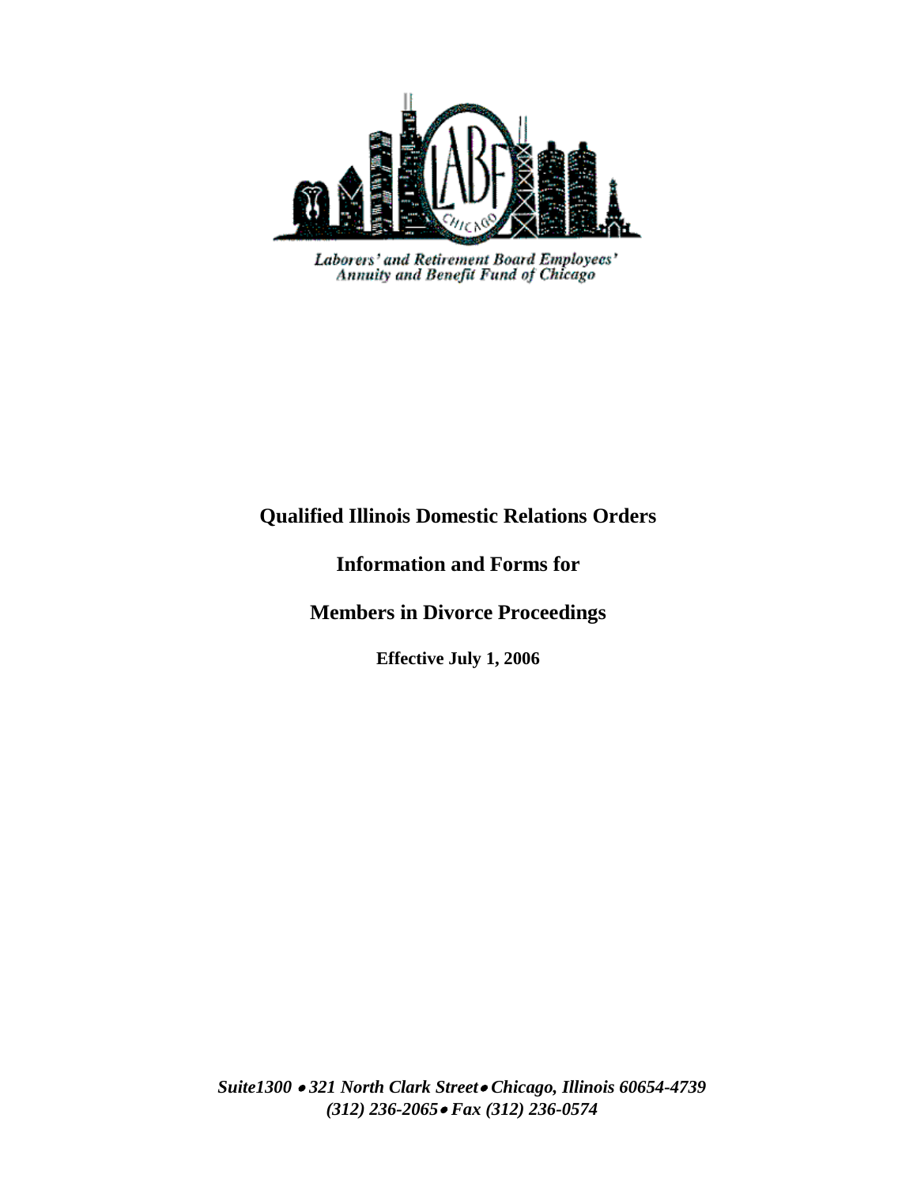*Laborers' and Retirement Board Employees' Annuity and Benefit Fund of Chicago*

# Qualified Illinois Domestic Relations Orders

## Information and Forms for

## Members in Divorce Proceedings

**Effective July 1, 2006**

***Suite1300 • 321 North Clark Street • Chicago, Illinois 60654-4739***
***(312) 236-2065 • Fax (312) 236-0574***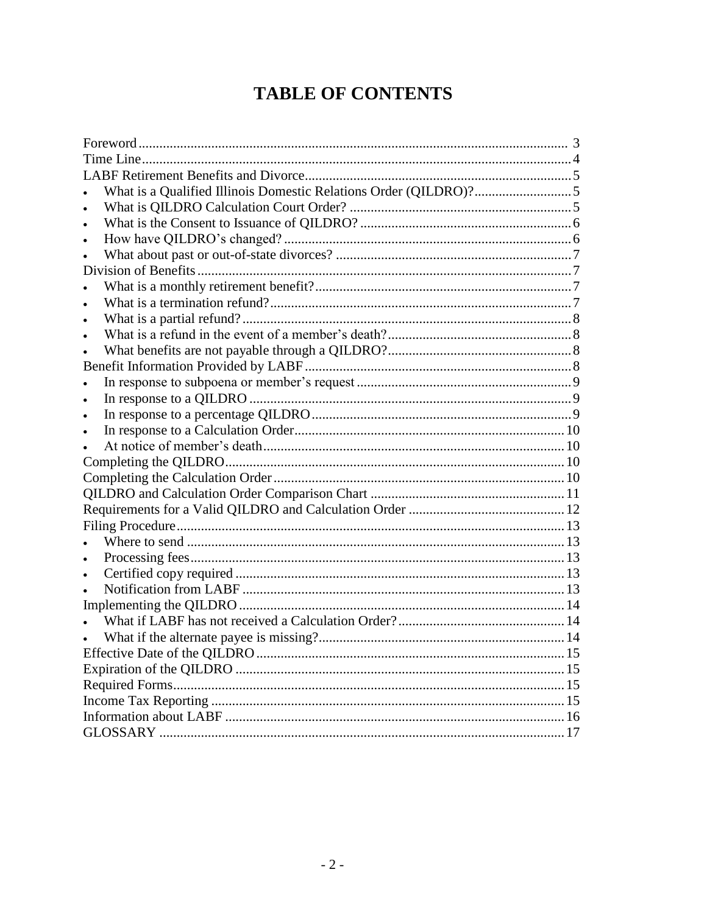# TABLE OF CONTENTS

Foreword ........ 3
Time Line ........ 4
LABF Retirement Benefits and Divorce ........ 5
- What is a Qualified Illinois Domestic Relations Order (QILDRO)? ........ 5
- What is QILDRO Calculation Court Order? ........ 5
- What is the Consent to Issuance of QILDRO? ........ 6
- How have QILDRO's changed? ........ 6
- What about past or out-of-state divorces? ........ 7

Division of Benefits ........ 7
- What is a monthly retirement benefit? ........ 7
- What is a termination refund? ........ 7
- What is a partial refund? ........ 8
- What is a refund in the event of a member's death? ........ 8
- What benefits are not payable through a QILDRO? ........ 8

Benefit Information Provided by LABF ........ 8
- In response to subpoena or member's request ........ 9
- In response to a QILDRO ........ 9
- In response to a percentage QILDRO ........ 9
- In response to a Calculation Order ........ 10
- At notice of member's death ........ 10

Completing the QILDRO ........ 10
Completing the Calculation Order ........ 10
QILDRO and Calculation Order Comparison Chart ........ 11
Requirements for a Valid QILDRO and Calculation Order ........ 12
Filing Procedure ........ 13
- Where to send ........ 13
- Processing fees ........ 13
- Certified copy required ........ 13
- Notification from LABF ........ 13

Implementing the QILDRO ........ 14
- What if LABF has not received a Calculation Order? ........ 14
- What if the alternate payee is missing? ........ 14

Effective Date of the QILDRO ........ 15
Expiration of the QILDRO ........ 15
Required Forms ........ 15
Income Tax Reporting ........ 15
Information about LABF ........ 16
GLOSSARY ........ 17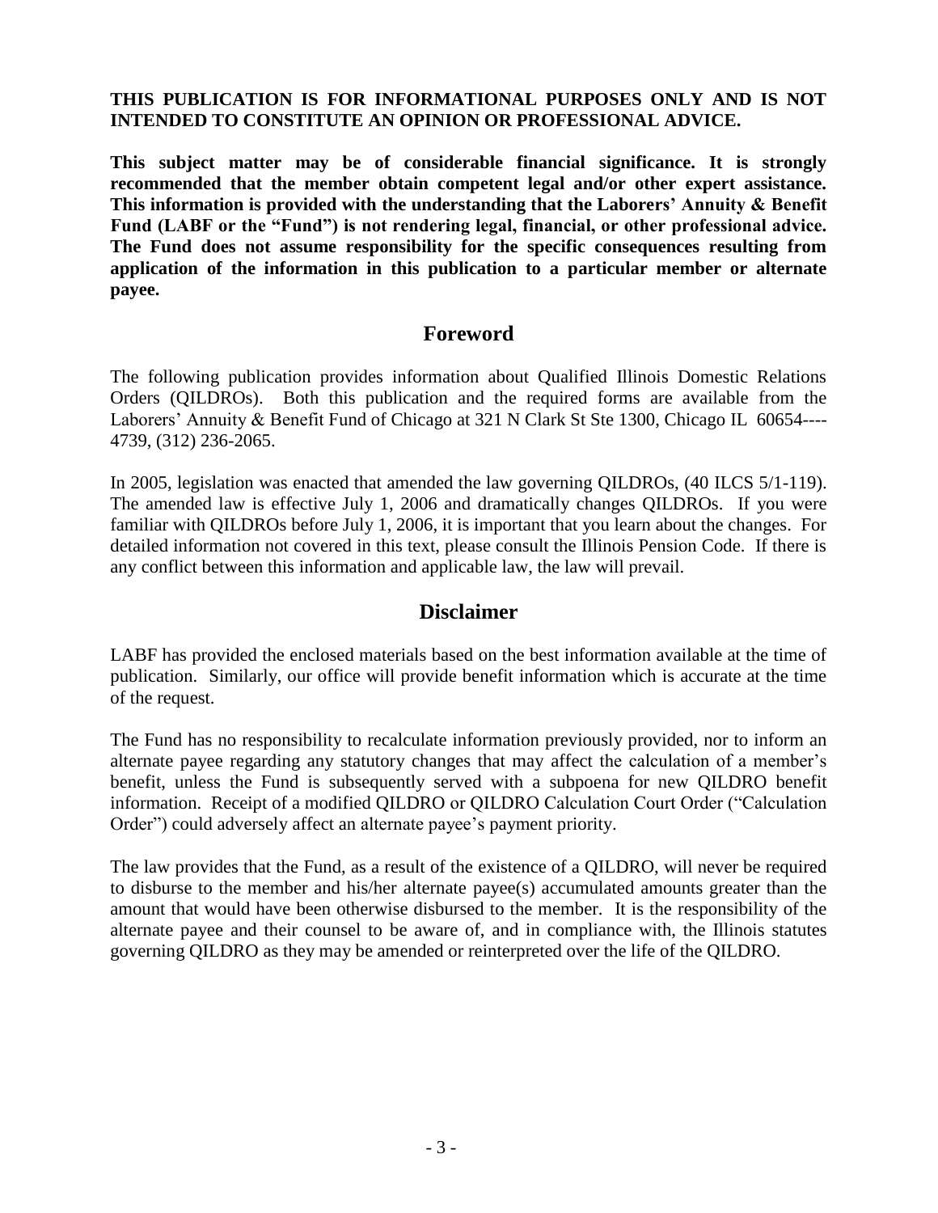**THIS PUBLICATION IS FOR INFORMATIONAL PURPOSES ONLY AND IS NOT INTENDED TO CONSTITUTE AN OPINION OR PROFESSIONAL ADVICE.**

**This subject matter may be of considerable financial significance. It is strongly recommended that the member obtain competent legal and/or other expert assistance. This information is provided with the understanding that the Laborers' Annuity & Benefit Fund (LABF or the "Fund") is not rendering legal, financial, or other professional advice. The Fund does not assume responsibility for the specific consequences resulting from application of the information in this publication to a particular member or alternate payee.**

## Foreword

The following publication provides information about Qualified Illinois Domestic Relations Orders (QILDROs). Both this publication and the required forms are available from the Laborers' Annuity & Benefit Fund of Chicago at 321 N Clark St Ste 1300, Chicago IL 60654----4739, (312) 236-2065.

In 2005, legislation was enacted that amended the law governing QILDROs, (40 ILCS 5/1-119). The amended law is effective July 1, 2006 and dramatically changes QILDROs. If you were familiar with QILDROs before July 1, 2006, it is important that you learn about the changes. For detailed information not covered in this text, please consult the Illinois Pension Code. If there is any conflict between this information and applicable law, the law will prevail.

## Disclaimer

LABF has provided the enclosed materials based on the best information available at the time of publication. Similarly, our office will provide benefit information which is accurate at the time of the request.

The Fund has no responsibility to recalculate information previously provided, nor to inform an alternate payee regarding any statutory changes that may affect the calculation of a member's benefit, unless the Fund is subsequently served with a subpoena for new QILDRO benefit information. Receipt of a modified QILDRO or QILDRO Calculation Court Order ("Calculation Order") could adversely affect an alternate payee's payment priority.

The law provides that the Fund, as a result of the existence of a QILDRO, will never be required to disburse to the member and his/her alternate payee(s) accumulated amounts greater than the amount that would have been otherwise disbursed to the member. It is the responsibility of the alternate payee and their counsel to be aware of, and in compliance with, the Illinois statutes governing QILDRO as they may be amended or reinterpreted over the life of the QILDRO.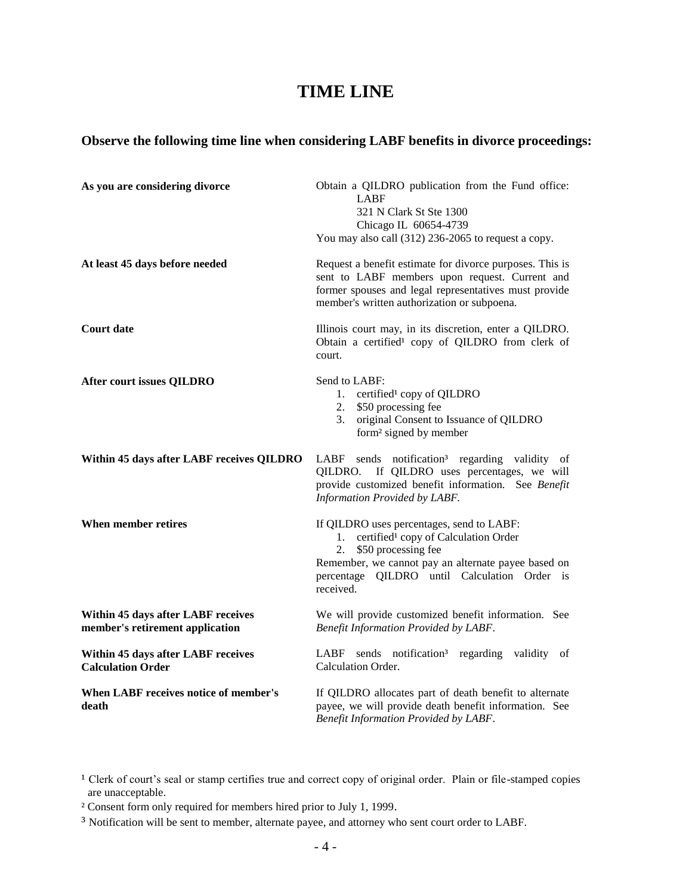# TIME LINE

## Observe the following time line when considering LABF benefits in divorce proceedings:

**As you are considering divorce**

Obtain a QILDRO publication from the Fund office:
LABF
321 N Clark St Ste 1300
Chicago IL 60654-4739
You may also call (312) 236-2065 to request a copy.

**At least 45 days before needed**

Request a benefit estimate for divorce purposes. This is sent to LABF members upon request. Current and former spouses and legal representatives must provide member's written authorization or subpoena.

**Court date**

Illinois court may, in its discretion, enter a QILDRO. Obtain a certified[1] copy of QILDRO from clerk of court.

**After court issues QILDRO**

Send to LABF:
1. certified[1] copy of QILDRO
2. $50 processing fee
3. original Consent to Issuance of QILDRO form[2] signed by member

**Within 45 days after LABF receives QILDRO**

LABF sends notification[3] regarding validity of QILDRO. If QILDRO uses percentages, we will provide customized benefit information. See *Benefit Information Provided by LABF.*

**When member retires**

If QILDRO uses percentages, send to LABF:
1. certified[1] copy of Calculation Order
2. $50 processing fee

Remember, we cannot pay an alternate payee based on percentage QILDRO until Calculation Order is received.

**Within 45 days after LABF receives member's retirement application**

We will provide customized benefit information. See *Benefit Information Provided by LABF*.

**Within 45 days after LABF receives Calculation Order**

LABF sends notification[3] regarding validity of Calculation Order.

**When LABF receives notice of member's death**

If QILDRO allocates part of death benefit to alternate payee, we will provide death benefit information. See *Benefit Information Provided by LABF*.

---

[1] Clerk of court's seal or stamp certifies true and correct copy of original order. Plain or file-stamped copies are unacceptable.

[2] Consent form only required for members hired prior to July 1, 1999.

[3] Notification will be sent to member, alternate payee, and attorney who sent court order to LABF.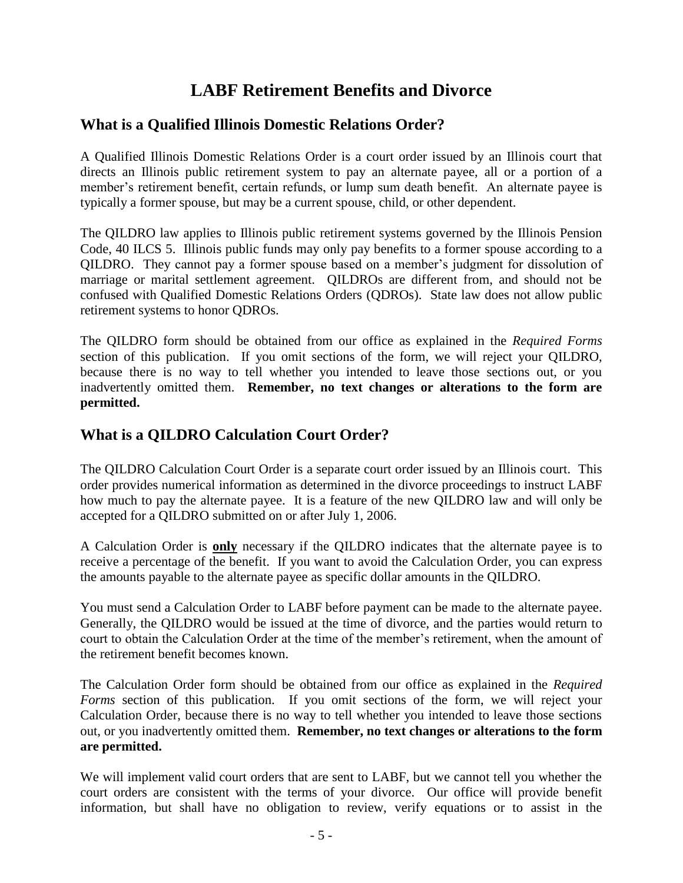# LABF Retirement Benefits and Divorce

## What is a Qualified Illinois Domestic Relations Order?

A Qualified Illinois Domestic Relations Order is a court order issued by an Illinois court that directs an Illinois public retirement system to pay an alternate payee, all or a portion of a member's retirement benefit, certain refunds, or lump sum death benefit. An alternate payee is typically a former spouse, but may be a current spouse, child, or other dependent.

The QILDRO law applies to Illinois public retirement systems governed by the Illinois Pension Code, 40 ILCS 5. Illinois public funds may only pay benefits to a former spouse according to a QILDRO. They cannot pay a former spouse based on a member's judgment for dissolution of marriage or marital settlement agreement. QILDROs are different from, and should not be confused with Qualified Domestic Relations Orders (QDROs). State law does not allow public retirement systems to honor QDROs.

The QILDRO form should be obtained from our office as explained in the *Required Forms* section of this publication. If you omit sections of the form, we will reject your QILDRO, because there is no way to tell whether you intended to leave those sections out, or you inadvertently omitted them. **Remember, no text changes or alterations to the form are permitted.**

## What is a QILDRO Calculation Court Order?

The QILDRO Calculation Court Order is a separate court order issued by an Illinois court. This order provides numerical information as determined in the divorce proceedings to instruct LABF how much to pay the alternate payee. It is a feature of the new QILDRO law and will only be accepted for a QILDRO submitted on or after July 1, 2006.

A Calculation Order is **only** necessary if the QILDRO indicates that the alternate payee is to receive a percentage of the benefit. If you want to avoid the Calculation Order, you can express the amounts payable to the alternate payee as specific dollar amounts in the QILDRO.

You must send a Calculation Order to LABF before payment can be made to the alternate payee. Generally, the QILDRO would be issued at the time of divorce, and the parties would return to court to obtain the Calculation Order at the time of the member's retirement, when the amount of the retirement benefit becomes known.

The Calculation Order form should be obtained from our office as explained in the *Required Forms* section of this publication. If you omit sections of the form, we will reject your Calculation Order, because there is no way to tell whether you intended to leave those sections out, or you inadvertently omitted them. **Remember, no text changes or alterations to the form are permitted.**

We will implement valid court orders that are sent to LABF, but we cannot tell you whether the court orders are consistent with the terms of your divorce. Our office will provide benefit information, but shall have no obligation to review, verify equations or to assist in the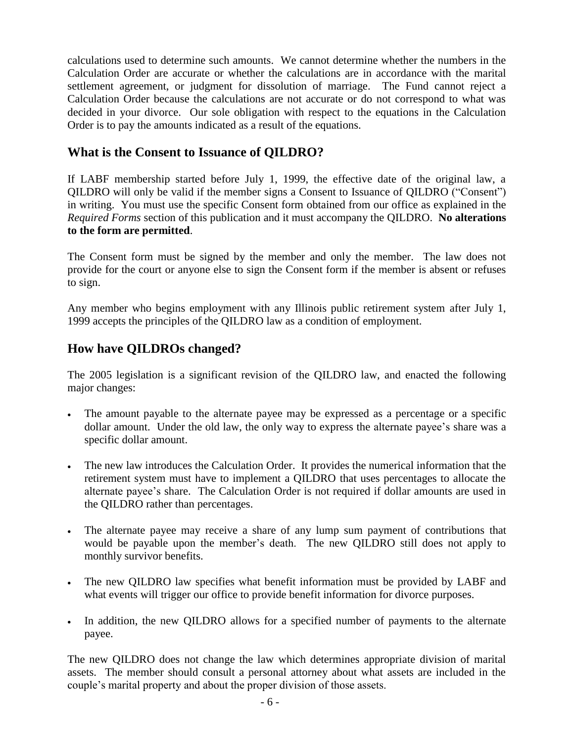calculations used to determine such amounts. We cannot determine whether the numbers in the Calculation Order are accurate or whether the calculations are in accordance with the marital settlement agreement, or judgment for dissolution of marriage. The Fund cannot reject a Calculation Order because the calculations are not accurate or do not correspond to what was decided in your divorce. Our sole obligation with respect to the equations in the Calculation Order is to pay the amounts indicated as a result of the equations.

## What is the Consent to Issuance of QILDRO?

If LABF membership started before July 1, 1999, the effective date of the original law, a QILDRO will only be valid if the member signs a Consent to Issuance of QILDRO ("Consent") in writing. You must use the specific Consent form obtained from our office as explained in the *Required Forms* section of this publication and it must accompany the QILDRO. **No alterations to the form are permitted**.

The Consent form must be signed by the member and only the member. The law does not provide for the court or anyone else to sign the Consent form if the member is absent or refuses to sign.

Any member who begins employment with any Illinois public retirement system after July 1, 1999 accepts the principles of the QILDRO law as a condition of employment.

## How have QILDROs changed?

The 2005 legislation is a significant revision of the QILDRO law, and enacted the following major changes:

- The amount payable to the alternate payee may be expressed as a percentage or a specific dollar amount. Under the old law, the only way to express the alternate payee's share was a specific dollar amount.
- The new law introduces the Calculation Order. It provides the numerical information that the retirement system must have to implement a QILDRO that uses percentages to allocate the alternate payee's share. The Calculation Order is not required if dollar amounts are used in the QILDRO rather than percentages.
- The alternate payee may receive a share of any lump sum payment of contributions that would be payable upon the member's death. The new QILDRO still does not apply to monthly survivor benefits.
- The new QILDRO law specifies what benefit information must be provided by LABF and what events will trigger our office to provide benefit information for divorce purposes.
- In addition, the new QILDRO allows for a specified number of payments to the alternate payee.

The new QILDRO does not change the law which determines appropriate division of marital assets. The member should consult a personal attorney about what assets are included in the couple's marital property and about the proper division of those assets.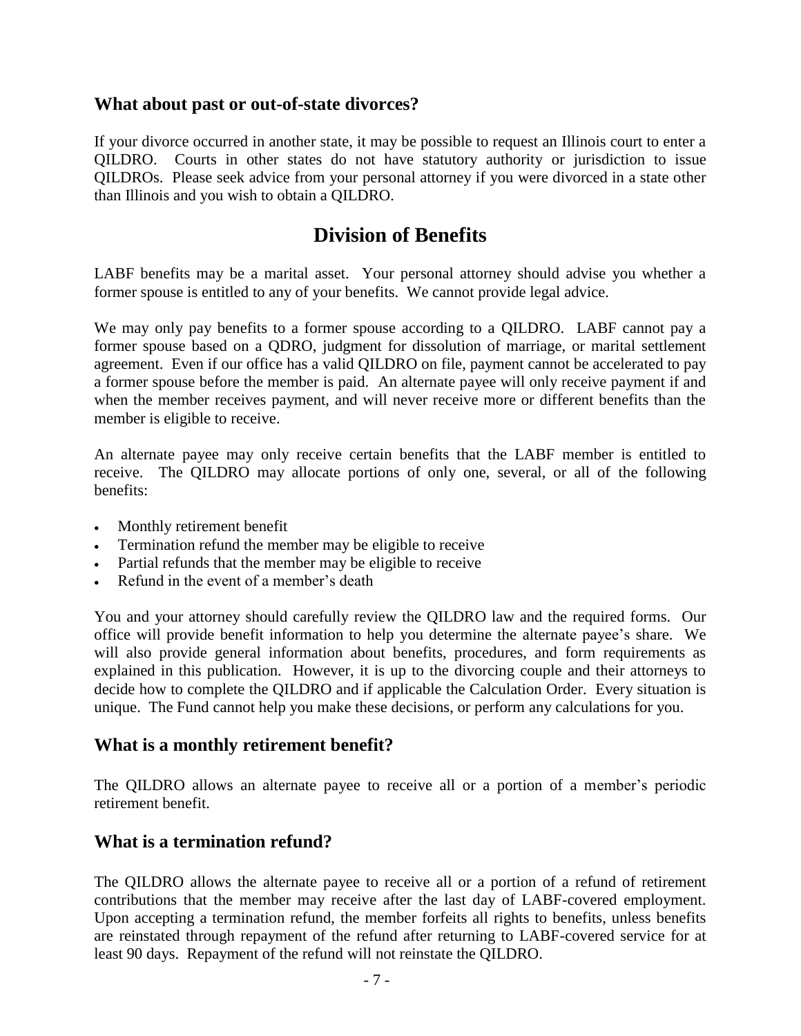## What about past or out-of-state divorces?

If your divorce occurred in another state, it may be possible to request an Illinois court to enter a QILDRO. Courts in other states do not have statutory authority or jurisdiction to issue QILDROs. Please seek advice from your personal attorney if you were divorced in a state other than Illinois and you wish to obtain a QILDRO.

# Division of Benefits

LABF benefits may be a marital asset. Your personal attorney should advise you whether a former spouse is entitled to any of your benefits. We cannot provide legal advice.

We may only pay benefits to a former spouse according to a QILDRO. LABF cannot pay a former spouse based on a QDRO, judgment for dissolution of marriage, or marital settlement agreement. Even if our office has a valid QILDRO on file, payment cannot be accelerated to pay a former spouse before the member is paid. An alternate payee will only receive payment if and when the member receives payment, and will never receive more or different benefits than the member is eligible to receive.

An alternate payee may only receive certain benefits that the LABF member is entitled to receive. The QILDRO may allocate portions of only one, several, or all of the following benefits:

- Monthly retirement benefit
- Termination refund the member may be eligible to receive
- Partial refunds that the member may be eligible to receive
- Refund in the event of a member's death

You and your attorney should carefully review the QILDRO law and the required forms. Our office will provide benefit information to help you determine the alternate payee's share. We will also provide general information about benefits, procedures, and form requirements as explained in this publication. However, it is up to the divorcing couple and their attorneys to decide how to complete the QILDRO and if applicable the Calculation Order. Every situation is unique. The Fund cannot help you make these decisions, or perform any calculations for you.

## What is a monthly retirement benefit?

The QILDRO allows an alternate payee to receive all or a portion of a member's periodic retirement benefit.

## What is a termination refund?

The QILDRO allows the alternate payee to receive all or a portion of a refund of retirement contributions that the member may receive after the last day of LABF-covered employment. Upon accepting a termination refund, the member forfeits all rights to benefits, unless benefits are reinstated through repayment of the refund after returning to LABF-covered service for at least 90 days. Repayment of the refund will not reinstate the QILDRO.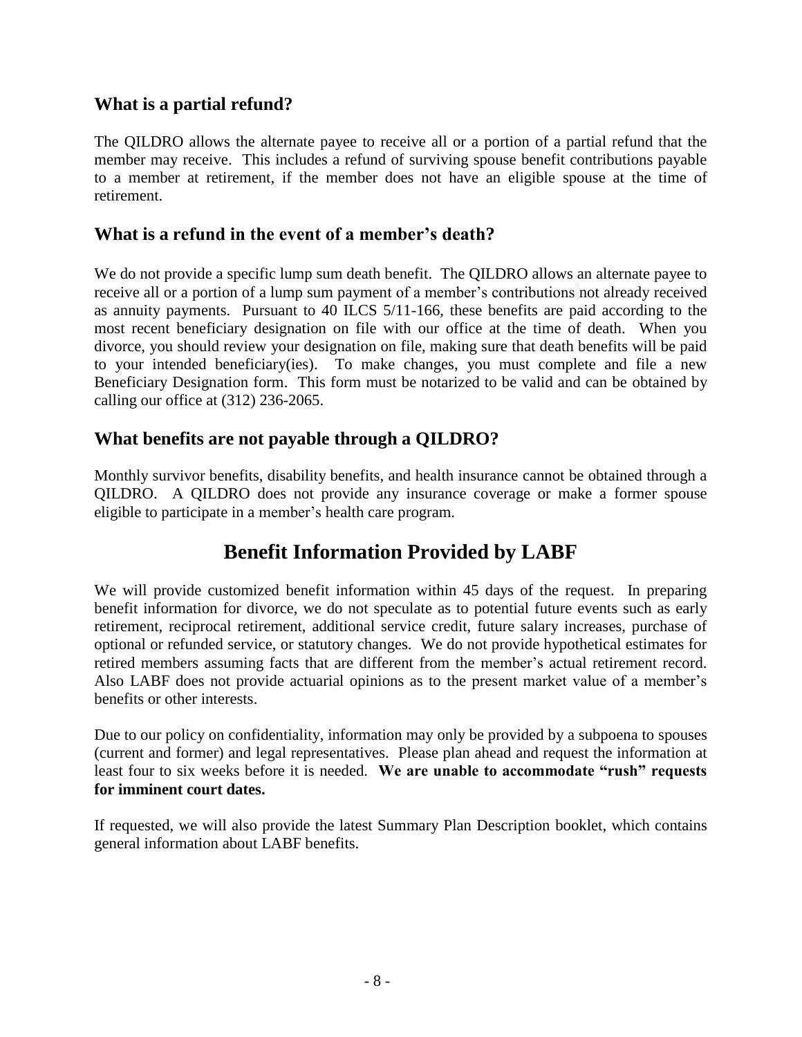### What is a partial refund?

The QILDRO allows the alternate payee to receive all or a portion of a partial refund that the member may receive. This includes a refund of surviving spouse benefit contributions payable to a member at retirement, if the member does not have an eligible spouse at the time of retirement.

### What is a refund in the event of a member's death?

We do not provide a specific lump sum death benefit. The QILDRO allows an alternate payee to receive all or a portion of a lump sum payment of a member's contributions not already received as annuity payments. Pursuant to 40 ILCS 5/11-166, these benefits are paid according to the most recent beneficiary designation on file with our office at the time of death. When you divorce, you should review your designation on file, making sure that death benefits will be paid to your intended beneficiary(ies). To make changes, you must complete and file a new Beneficiary Designation form. This form must be notarized to be valid and can be obtained by calling our office at (312) 236-2065.

### What benefits are not payable through a QILDRO?

Monthly survivor benefits, disability benefits, and health insurance cannot be obtained through a QILDRO. A QILDRO does not provide any insurance coverage or make a former spouse eligible to participate in a member's health care program.

## Benefit Information Provided by LABF

We will provide customized benefit information within 45 days of the request. In preparing benefit information for divorce, we do not speculate as to potential future events such as early retirement, reciprocal retirement, additional service credit, future salary increases, purchase of optional or refunded service, or statutory changes. We do not provide hypothetical estimates for retired members assuming facts that are different from the member's actual retirement record. Also LABF does not provide actuarial opinions as to the present market value of a member's benefits or other interests.

Due to our policy on confidentiality, information may only be provided by a subpoena to spouses (current and former) and legal representatives. Please plan ahead and request the information at least four to six weeks before it is needed. **We are unable to accommodate "rush" requests for imminent court dates.**

If requested, we will also provide the latest Summary Plan Description booklet, which contains general information about LABF benefits.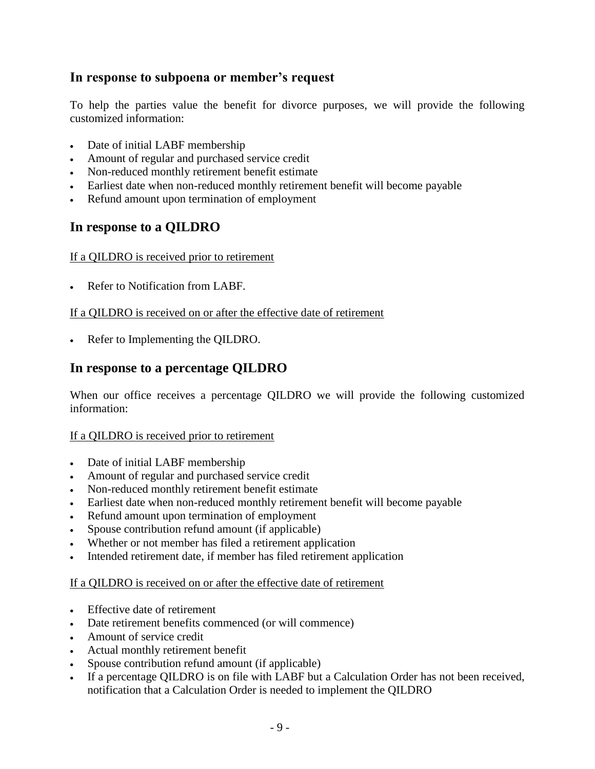## In response to subpoena or member's request

To help the parties value the benefit for divorce purposes, we will provide the following customized information:

- Date of initial LABF membership
- Amount of regular and purchased service credit
- Non-reduced monthly retirement benefit estimate
- Earliest date when non-reduced monthly retirement benefit will become payable
- Refund amount upon termination of employment

## In response to a QILDRO

<u>If a QILDRO is received prior to retirement</u>

- Refer to Notification from LABF.

<u>If a QILDRO is received on or after the effective date of retirement</u>

- Refer to Implementing the QILDRO.

## In response to a percentage QILDRO

When our office receives a percentage QILDRO we will provide the following customized information:

<u>If a QILDRO is received prior to retirement</u>

- Date of initial LABF membership
- Amount of regular and purchased service credit
- Non-reduced monthly retirement benefit estimate
- Earliest date when non-reduced monthly retirement benefit will become payable
- Refund amount upon termination of employment
- Spouse contribution refund amount (if applicable)
- Whether or not member has filed a retirement application
- Intended retirement date, if member has filed retirement application

<u>If a QILDRO is received on or after the effective date of retirement</u>

- Effective date of retirement
- Date retirement benefits commenced (or will commence)
- Amount of service credit
- Actual monthly retirement benefit
- Spouse contribution refund amount (if applicable)
- If a percentage QILDRO is on file with LABF but a Calculation Order has not been received, notification that a Calculation Order is needed to implement the QILDRO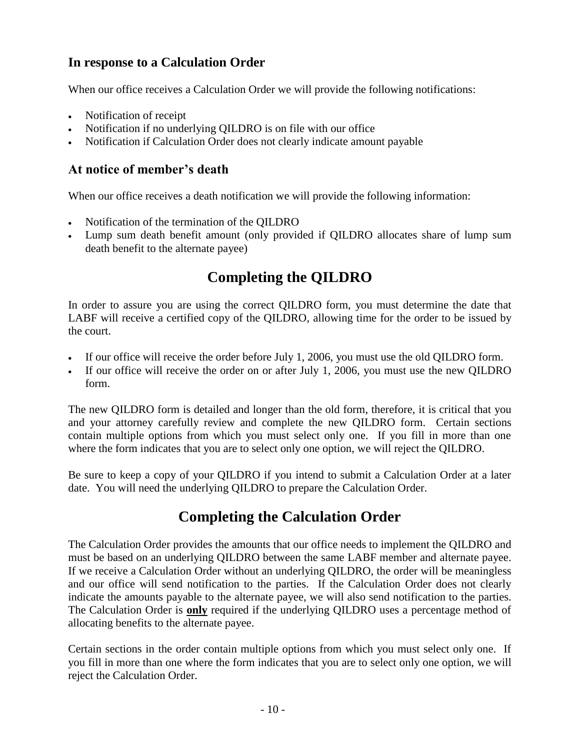### In response to a Calculation Order

When our office receives a Calculation Order we will provide the following notifications:

- Notification of receipt
- Notification if no underlying QILDRO is on file with our office
- Notification if Calculation Order does not clearly indicate amount payable

### At notice of member's death

When our office receives a death notification we will provide the following information:

- Notification of the termination of the QILDRO
- Lump sum death benefit amount (only provided if QILDRO allocates share of lump sum death benefit to the alternate payee)

## Completing the QILDRO

In order to assure you are using the correct QILDRO form, you must determine the date that LABF will receive a certified copy of the QILDRO, allowing time for the order to be issued by the court.

- If our office will receive the order before July 1, 2006, you must use the old QILDRO form.
- If our office will receive the order on or after July 1, 2006, you must use the new QILDRO form.

The new QILDRO form is detailed and longer than the old form, therefore, it is critical that you and your attorney carefully review and complete the new QILDRO form. Certain sections contain multiple options from which you must select only one. If you fill in more than one where the form indicates that you are to select only one option, we will reject the QILDRO.

Be sure to keep a copy of your QILDRO if you intend to submit a Calculation Order at a later date. You will need the underlying QILDRO to prepare the Calculation Order.

## Completing the Calculation Order

The Calculation Order provides the amounts that our office needs to implement the QILDRO and must be based on an underlying QILDRO between the same LABF member and alternate payee. If we receive a Calculation Order without an underlying QILDRO, the order will be meaningless and our office will send notification to the parties. If the Calculation Order does not clearly indicate the amounts payable to the alternate payee, we will also send notification to the parties. The Calculation Order is **only** required if the underlying QILDRO uses a percentage method of allocating benefits to the alternate payee.

Certain sections in the order contain multiple options from which you must select only one. If you fill in more than one where the form indicates that you are to select only one option, we will reject the Calculation Order.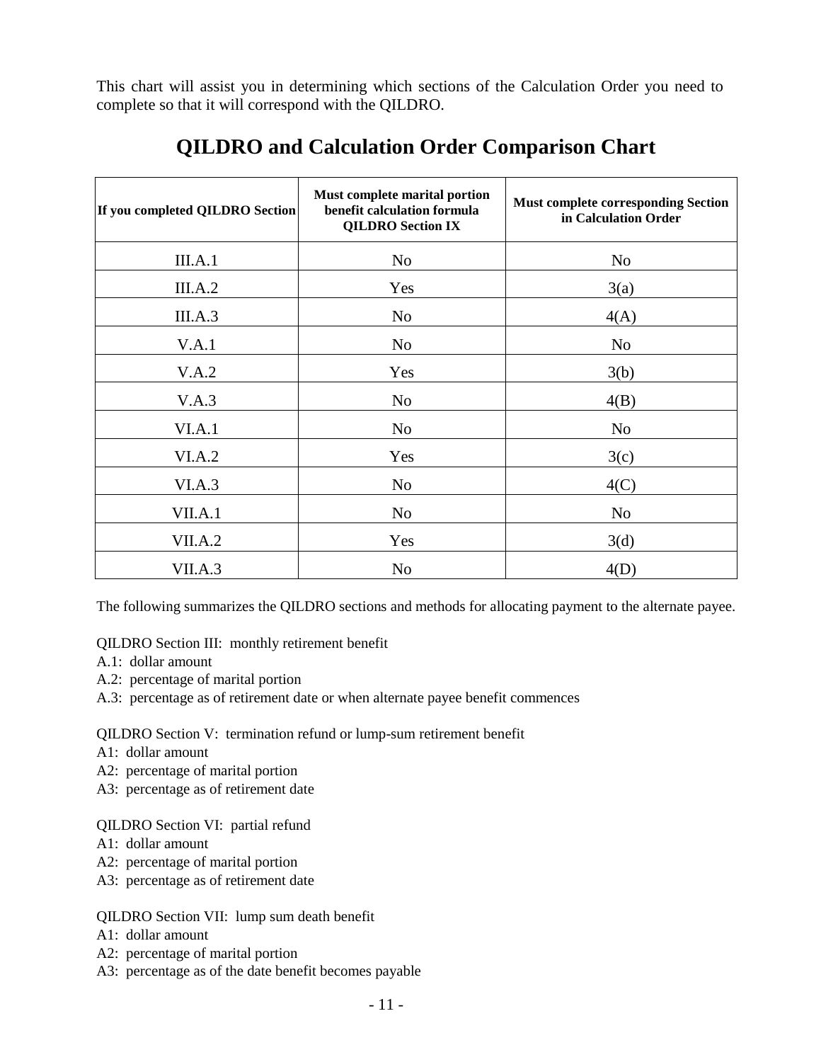This chart will assist you in determining which sections of the Calculation Order you need to complete so that it will correspond with the QILDRO.

# QILDRO and Calculation Order Comparison Chart

| If you completed QILDRO Section | Must complete marital portion benefit calculation formula QILDRO Section IX | Must complete corresponding Section in Calculation Order |
|---|---|---|
| III.A.1 | No | No |
| III.A.2 | Yes | 3(a) |
| III.A.3 | No | 4(A) |
| V.A.1 | No | No |
| V.A.2 | Yes | 3(b) |
| V.A.3 | No | 4(B) |
| VI.A.1 | No | No |
| VI.A.2 | Yes | 3(c) |
| VI.A.3 | No | 4(C) |
| VII.A.1 | No | No |
| VII.A.2 | Yes | 3(d) |
| VII.A.3 | No | 4(D) |

The following summarizes the QILDRO sections and methods for allocating payment to the alternate payee.

QILDRO Section III: monthly retirement benefit
A.1: dollar amount
A.2: percentage of marital portion
A.3: percentage as of retirement date or when alternate payee benefit commences

QILDRO Section V: termination refund or lump-sum retirement benefit
A1: dollar amount
A2: percentage of marital portion
A3: percentage as of retirement date

QILDRO Section VI: partial refund
A1: dollar amount
A2: percentage of marital portion
A3: percentage as of retirement date

QILDRO Section VII: lump sum death benefit
A1: dollar amount
A2: percentage of marital portion
A3: percentage as of the date benefit becomes payable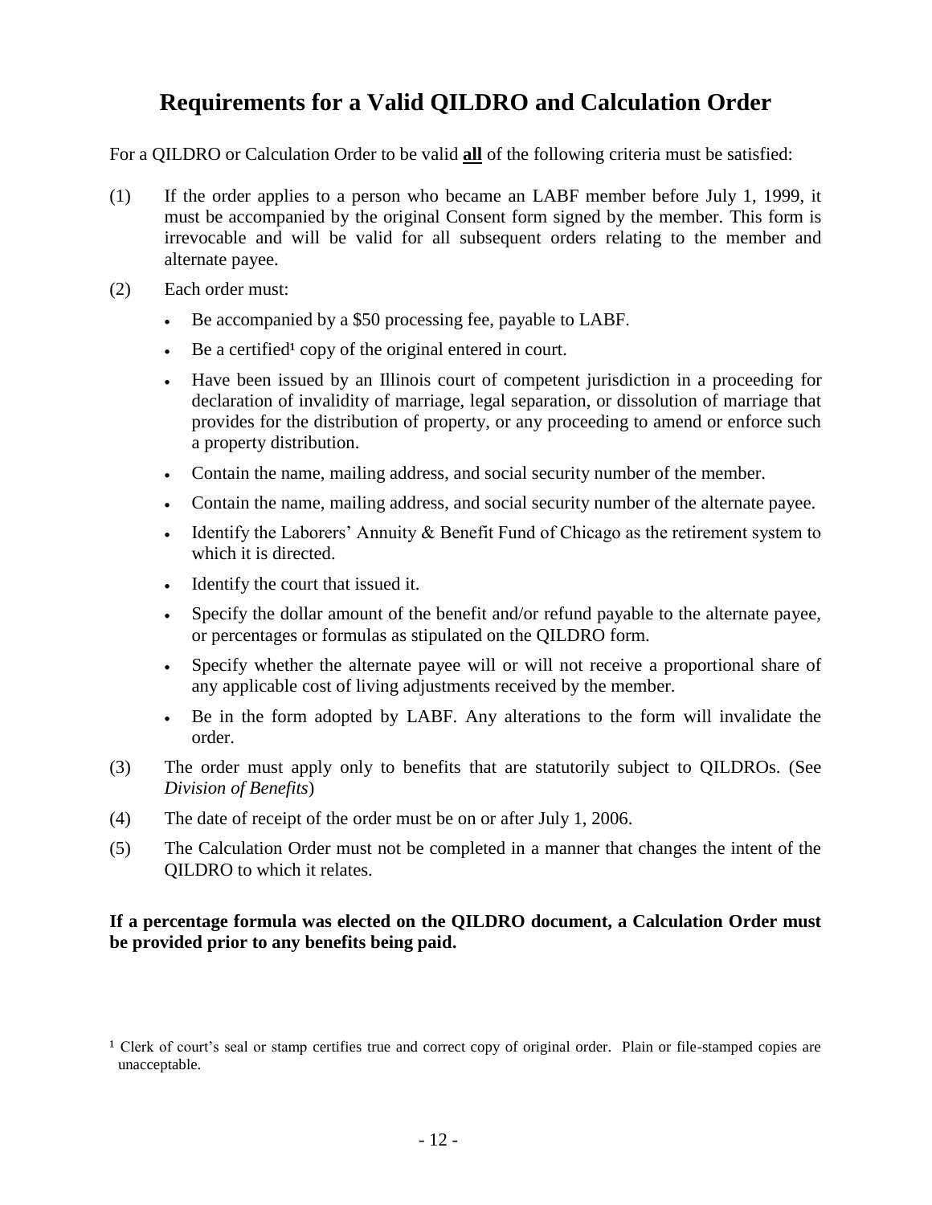# Requirements for a Valid QILDRO and Calculation Order

For a QILDRO or Calculation Order to be valid **all** of the following criteria must be satisfied:

(1) If the order applies to a person who became an LABF member before July 1, 1999, it must be accompanied by the original Consent form signed by the member. This form is irrevocable and will be valid for all subsequent orders relating to the member and alternate payee.

(2) Each order must:

- Be accompanied by a $50 processing fee, payable to LABF.
- Be a certified[1] copy of the original entered in court.
- Have been issued by an Illinois court of competent jurisdiction in a proceeding for declaration of invalidity of marriage, legal separation, or dissolution of marriage that provides for the distribution of property, or any proceeding to amend or enforce such a property distribution.
- Contain the name, mailing address, and social security number of the member.
- Contain the name, mailing address, and social security number of the alternate payee.
- Identify the Laborers' Annuity & Benefit Fund of Chicago as the retirement system to which it is directed.
- Identify the court that issued it.
- Specify the dollar amount of the benefit and/or refund payable to the alternate payee, or percentages or formulas as stipulated on the QILDRO form.
- Specify whether the alternate payee will or will not receive a proportional share of any applicable cost of living adjustments received by the member.
- Be in the form adopted by LABF. Any alterations to the form will invalidate the order.

(3) The order must apply only to benefits that are statutorily subject to QILDROs. (See *Division of Benefits*)

(4) The date of receipt of the order must be on or after July 1, 2006.

(5) The Calculation Order must not be completed in a manner that changes the intent of the QILDRO to which it relates.

**If a percentage formula was elected on the QILDRO document, a Calculation Order must be provided prior to any benefits being paid.**

[1] Clerk of court's seal or stamp certifies true and correct copy of original order. Plain or file-stamped copies are unacceptable.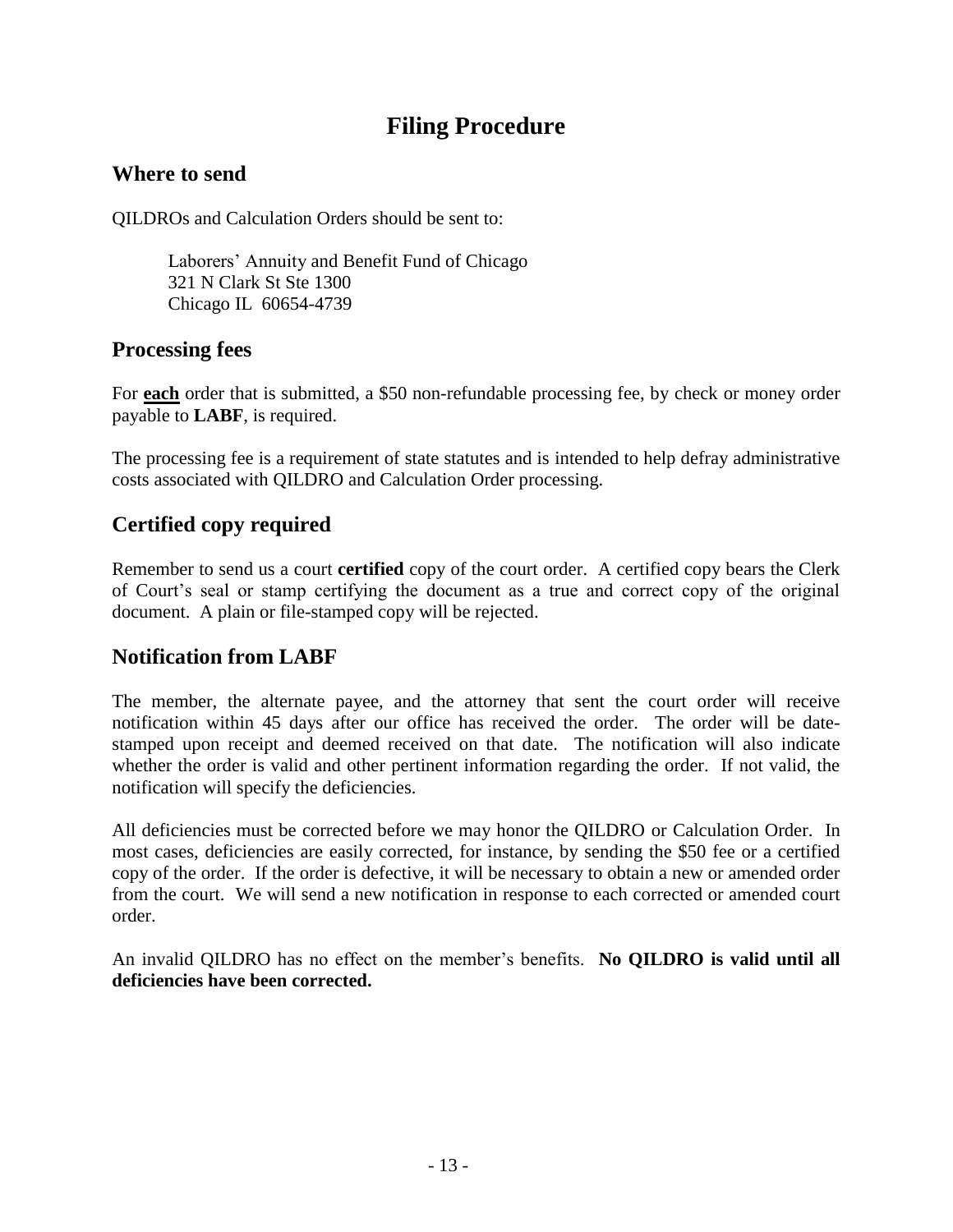# Filing Procedure

## Where to send

QILDROs and Calculation Orders should be sent to:

Laborers' Annuity and Benefit Fund of Chicago
321 N Clark St Ste 1300
Chicago IL 60654-4739

## Processing fees

For **each** order that is submitted, a $50 non-refundable processing fee, by check or money order payable to **LABF**, is required.

The processing fee is a requirement of state statutes and is intended to help defray administrative costs associated with QILDRO and Calculation Order processing.

## Certified copy required

Remember to send us a court **certified** copy of the court order. A certified copy bears the Clerk of Court's seal or stamp certifying the document as a true and correct copy of the original document. A plain or file-stamped copy will be rejected.

## Notification from LABF

The member, the alternate payee, and the attorney that sent the court order will receive notification within 45 days after our office has received the order. The order will be date-stamped upon receipt and deemed received on that date. The notification will also indicate whether the order is valid and other pertinent information regarding the order. If not valid, the notification will specify the deficiencies.

All deficiencies must be corrected before we may honor the QILDRO or Calculation Order. In most cases, deficiencies are easily corrected, for instance, by sending the $50 fee or a certified copy of the order. If the order is defective, it will be necessary to obtain a new or amended order from the court. We will send a new notification in response to each corrected or amended court order.

An invalid QILDRO has no effect on the member's benefits. **No QILDRO is valid until all deficiencies have been corrected.**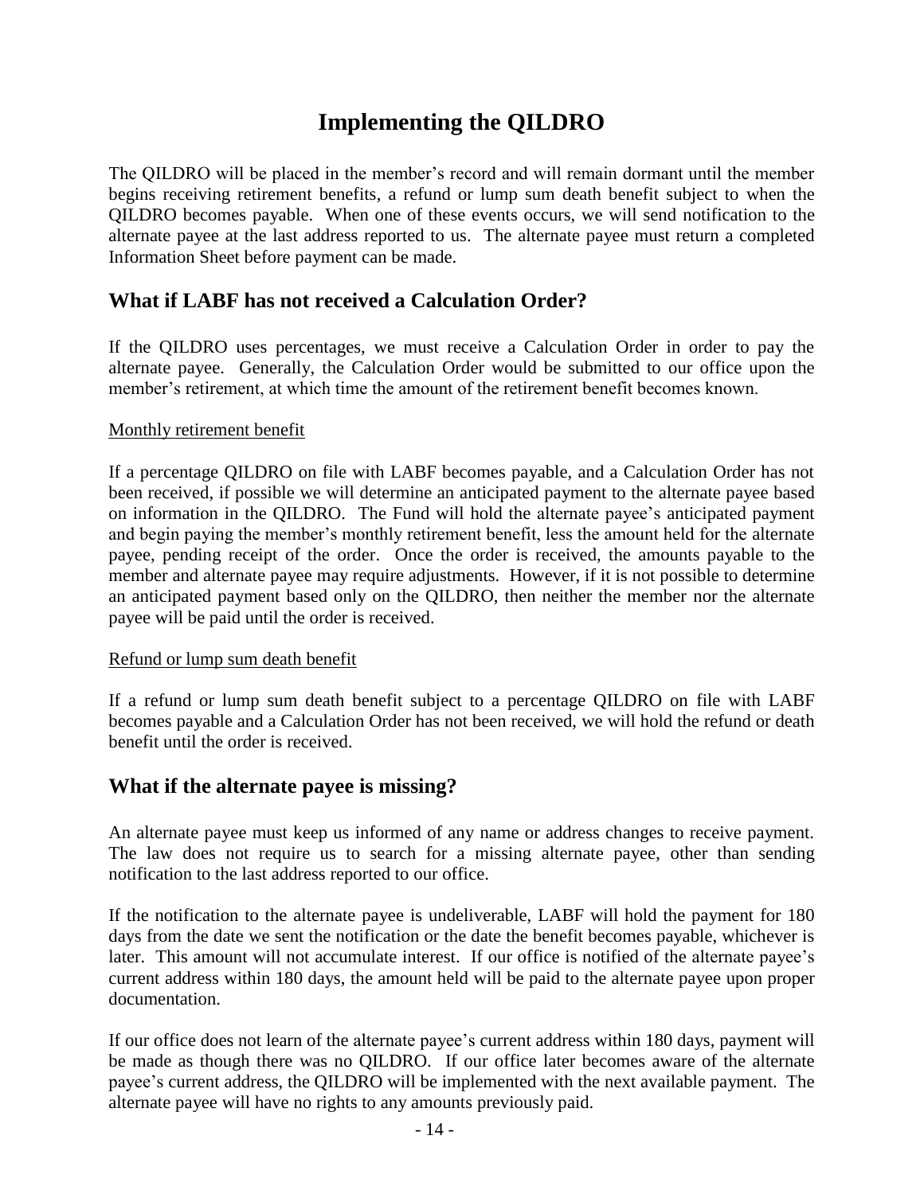# Implementing the QILDRO

The QILDRO will be placed in the member's record and will remain dormant until the member begins receiving retirement benefits, a refund or lump sum death benefit subject to when the QILDRO becomes payable. When one of these events occurs, we will send notification to the alternate payee at the last address reported to us. The alternate payee must return a completed Information Sheet before payment can be made.

## What if LABF has not received a Calculation Order?

If the QILDRO uses percentages, we must receive a Calculation Order in order to pay the alternate payee. Generally, the Calculation Order would be submitted to our office upon the member's retirement, at which time the amount of the retirement benefit becomes known.

<u>Monthly retirement benefit</u>

If a percentage QILDRO on file with LABF becomes payable, and a Calculation Order has not been received, if possible we will determine an anticipated payment to the alternate payee based on information in the QILDRO. The Fund will hold the alternate payee's anticipated payment and begin paying the member's monthly retirement benefit, less the amount held for the alternate payee, pending receipt of the order. Once the order is received, the amounts payable to the member and alternate payee may require adjustments. However, if it is not possible to determine an anticipated payment based only on the QILDRO, then neither the member nor the alternate payee will be paid until the order is received.

<u>Refund or lump sum death benefit</u>

If a refund or lump sum death benefit subject to a percentage QILDRO on file with LABF becomes payable and a Calculation Order has not been received, we will hold the refund or death benefit until the order is received.

## What if the alternate payee is missing?

An alternate payee must keep us informed of any name or address changes to receive payment. The law does not require us to search for a missing alternate payee, other than sending notification to the last address reported to our office.

If the notification to the alternate payee is undeliverable, LABF will hold the payment for 180 days from the date we sent the notification or the date the benefit becomes payable, whichever is later. This amount will not accumulate interest. If our office is notified of the alternate payee's current address within 180 days, the amount held will be paid to the alternate payee upon proper documentation.

If our office does not learn of the alternate payee's current address within 180 days, payment will be made as though there was no QILDRO. If our office later becomes aware of the alternate payee's current address, the QILDRO will be implemented with the next available payment. The alternate payee will have no rights to any amounts previously paid.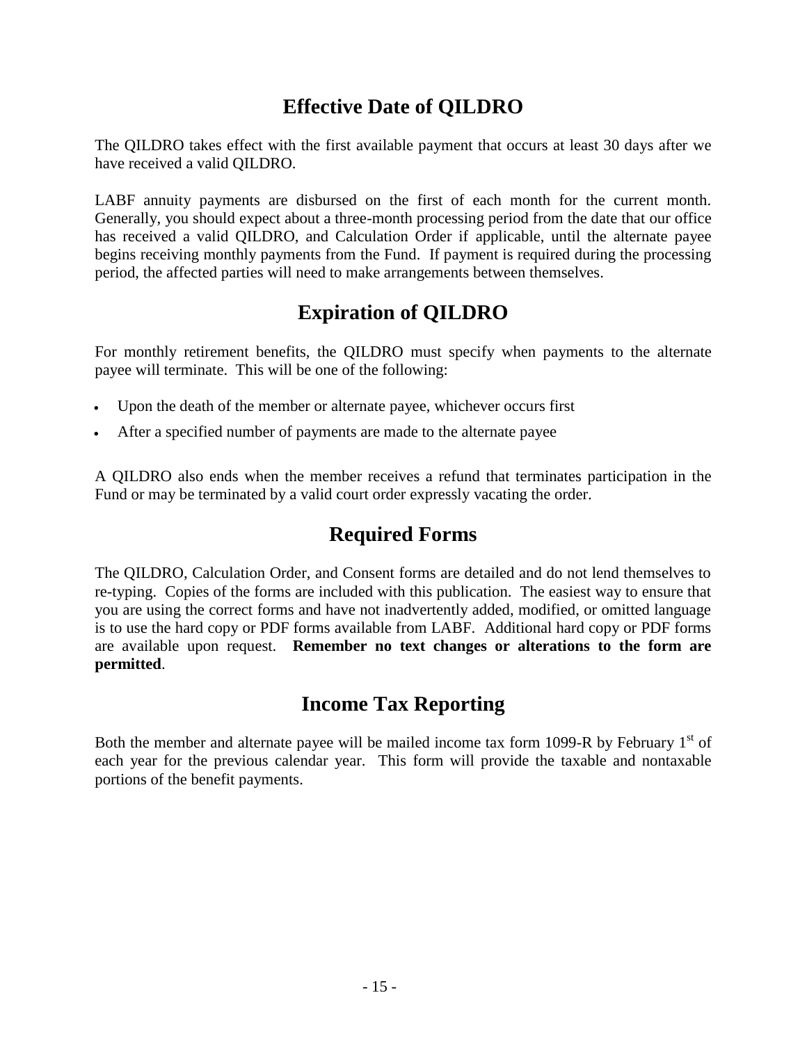## Effective Date of QILDRO

The QILDRO takes effect with the first available payment that occurs at least 30 days after we have received a valid QILDRO.

LABF annuity payments are disbursed on the first of each month for the current month. Generally, you should expect about a three-month processing period from the date that our office has received a valid QILDRO, and Calculation Order if applicable, until the alternate payee begins receiving monthly payments from the Fund. If payment is required during the processing period, the affected parties will need to make arrangements between themselves.

## Expiration of QILDRO

For monthly retirement benefits, the QILDRO must specify when payments to the alternate payee will terminate. This will be one of the following:

- Upon the death of the member or alternate payee, whichever occurs first
- After a specified number of payments are made to the alternate payee

A QILDRO also ends when the member receives a refund that terminates participation in the Fund or may be terminated by a valid court order expressly vacating the order.

## Required Forms

The QILDRO, Calculation Order, and Consent forms are detailed and do not lend themselves to re-typing. Copies of the forms are included with this publication. The easiest way to ensure that you are using the correct forms and have not inadvertently added, modified, or omitted language is to use the hard copy or PDF forms available from LABF. Additional hard copy or PDF forms are available upon request. **Remember no text changes or alterations to the form are permitted**.

## Income Tax Reporting

Both the member and alternate payee will be mailed income tax form 1099-R by February 1st of each year for the previous calendar year. This form will provide the taxable and nontaxable portions of the benefit payments.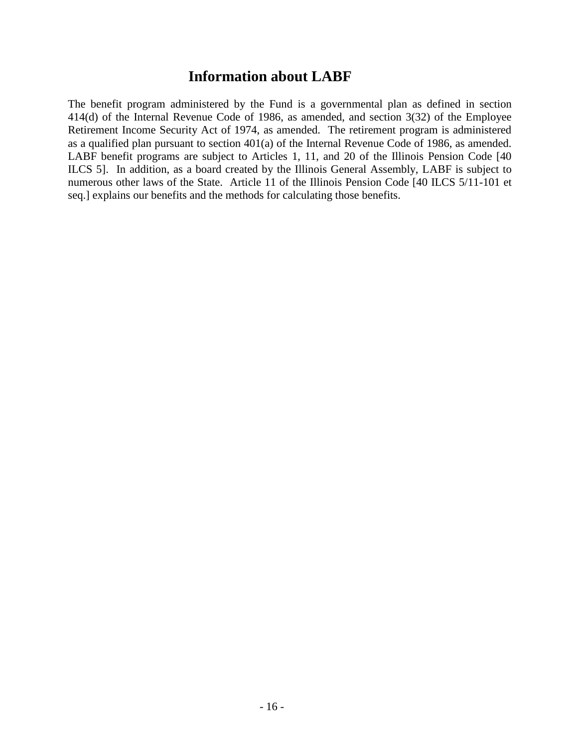# Information about LABF

The benefit program administered by the Fund is a governmental plan as defined in section 414(d) of the Internal Revenue Code of 1986, as amended, and section 3(32) of the Employee Retirement Income Security Act of 1974, as amended. The retirement program is administered as a qualified plan pursuant to section 401(a) of the Internal Revenue Code of 1986, as amended. LABF benefit programs are subject to Articles 1, 11, and 20 of the Illinois Pension Code [40 ILCS 5]. In addition, as a board created by the Illinois General Assembly, LABF is subject to numerous other laws of the State. Article 11 of the Illinois Pension Code [40 ILCS 5/11-101 et seq.] explains our benefits and the methods for calculating those benefits.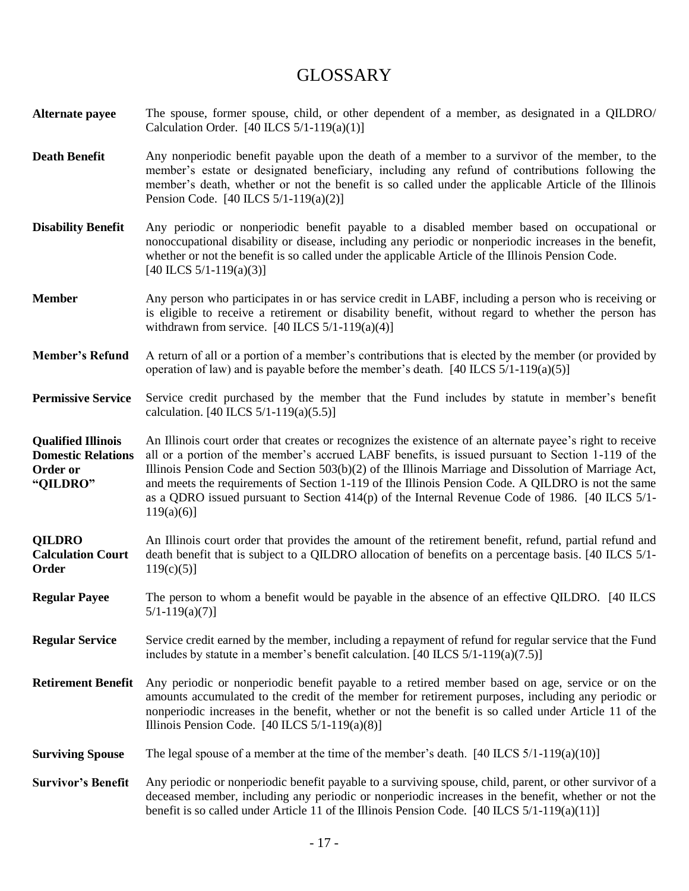# GLOSSARY

**Alternate payee** The spouse, former spouse, child, or other dependent of a member, as designated in a QILDRO/ Calculation Order. [40 ILCS 5/1-119(a)(1)]

**Death Benefit** Any nonperiodic benefit payable upon the death of a member to a survivor of the member, to the member's estate or designated beneficiary, including any refund of contributions following the member's death, whether or not the benefit is so called under the applicable Article of the Illinois Pension Code. [40 ILCS 5/1-119(a)(2)]

**Disability Benefit** Any periodic or nonperiodic benefit payable to a disabled member based on occupational or nonoccupational disability or disease, including any periodic or nonperiodic increases in the benefit, whether or not the benefit is so called under the applicable Article of the Illinois Pension Code. [40 ILCS 5/1-119(a)(3)]

**Member** Any person who participates in or has service credit in LABF, including a person who is receiving or is eligible to receive a retirement or disability benefit, without regard to whether the person has withdrawn from service. [40 ILCS 5/1-119(a)(4)]

**Member's Refund** A return of all or a portion of a member's contributions that is elected by the member (or provided by operation of law) and is payable before the member's death. [40 ILCS 5/1-119(a)(5)]

**Permissive Service** Service credit purchased by the member that the Fund includes by statute in member's benefit calculation. [40 ILCS 5/1-119(a)(5.5)]

**Qualified Illinois Domestic Relations Order or "QILDRO"** An Illinois court order that creates or recognizes the existence of an alternate payee's right to receive all or a portion of the member's accrued LABF benefits, is issued pursuant to Section 1-119 of the Illinois Pension Code and Section 503(b)(2) of the Illinois Marriage and Dissolution of Marriage Act, and meets the requirements of Section 1-119 of the Illinois Pension Code. A QILDRO is not the same as a QDRO issued pursuant to Section 414(p) of the Internal Revenue Code of 1986. [40 ILCS 5/1-119(a)(6)]

**QILDRO Calculation Court Order** An Illinois court order that provides the amount of the retirement benefit, refund, partial refund and death benefit that is subject to a QILDRO allocation of benefits on a percentage basis. [40 ILCS 5/1-119(c)(5)]

**Regular Payee** The person to whom a benefit would be payable in the absence of an effective QILDRO. [40 ILCS 5/1-119(a)(7)]

**Regular Service** Service credit earned by the member, including a repayment of refund for regular service that the Fund includes by statute in a member's benefit calculation. [40 ILCS 5/1-119(a)(7.5)]

**Retirement Benefit** Any periodic or nonperiodic benefit payable to a retired member based on age, service or on the amounts accumulated to the credit of the member for retirement purposes, including any periodic or nonperiodic increases in the benefit, whether or not the benefit is so called under Article 11 of the Illinois Pension Code. [40 ILCS 5/1-119(a)(8)]

**Surviving Spouse** The legal spouse of a member at the time of the member's death. [40 ILCS 5/1-119(a)(10)]

**Survivor's Benefit** Any periodic or nonperiodic benefit payable to a surviving spouse, child, parent, or other survivor of a deceased member, including any periodic or nonperiodic increases in the benefit, whether or not the benefit is so called under Article 11 of the Illinois Pension Code. [40 ILCS 5/1-119(a)(11)]